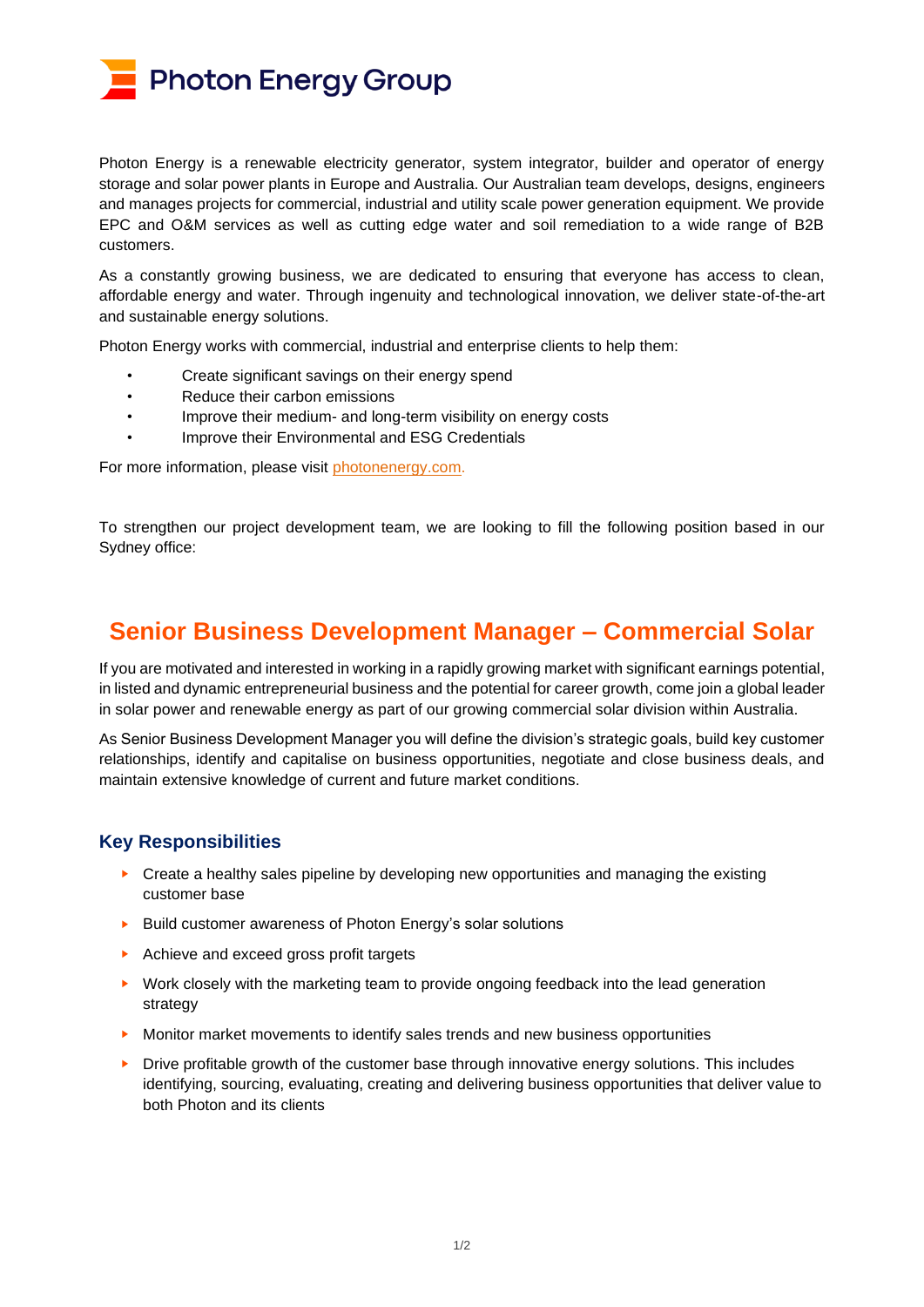# Photon Energy Group

Photon Energy is a renewable electricity generator, system integrator, builder and operator of energy storage and solar power plants in Europe and Australia. Our Australian team develops, designs, engineers and manages projects for commercial, industrial and utility scale power generation equipment. We provide EPC and O&M services as well as cutting edge water and soil remediation to a wide range of B2B customers.

As a constantly growing business, we are dedicated to ensuring that everyone has access to clean, affordable energy and water. Through ingenuity and technological innovation, we deliver state-of-the-art and sustainable energy solutions.

Photon Energy works with commercial, industrial and enterprise clients to help them:

- Create significant savings on their energy spend
- Reduce their carbon emissions
- Improve their medium- and long-term visibility on energy costs
- Improve their Environmental and ESG Credentials

For more information, please visit [photonenergy.com.](photonenergy.com)

To strengthen our project development team, we are looking to fill the following position based in our Sydney office:

## Senior Business Development Manager – Commercial Solar

If you are motivated and interested in working in a rapidly growing market with significant earnings potential, in listed and dynamic entrepreneurial business and the potential for career growth, come join a global leader in solar power and renewable energy as part of our growing commercial solar division within Australia.

As Senior Business Development Manager you will define the division's strategic goals, build key customer relationships, identify and capitalise on business opportunities, negotiate and close business deals, and maintain extensive knowledge of current and future market conditions.

### Key Responsibilities

- Create a healthy sales pipeline by developing new opportunities and managing the existing customer base
- Build customer awareness of Photon Energy's solar solutions
- Achieve and exceed gross profit targets
- Work closely with the marketing team to provide ongoing feedback into the lead generation strategy
- Monitor market movements to identify sales trends and new business opportunities
- Drive profitable growth of the customer base through innovative energy solutions. This includes identifying, sourcing, evaluating, creating and delivering business opportunities that deliver value to both Photon and its clients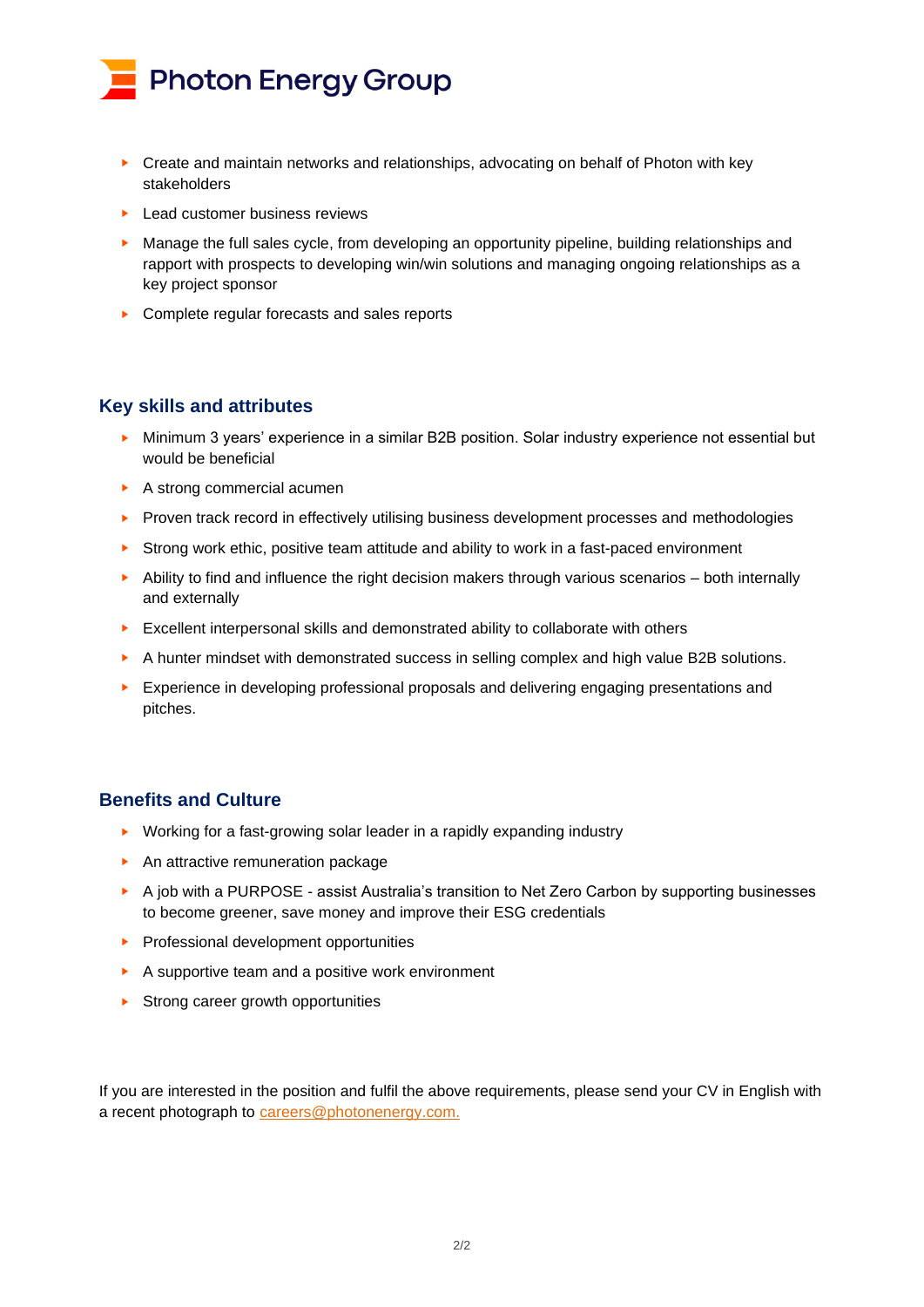- Create and maintain networks and relationships, advocating on behalf of Photon with key stakeholders
- Lead customer business reviews
- Manage the full sales cycle, from developing an opportunity pipeline, building relationships and rapport with prospects to developing win/win solutions and managing ongoing relationships as a key project sponsor
- Complete regular forecasts and sales reports

## Key skills and attributes

- Minimum 3 years' experience in a similar B2B position. Solar industry experience not essential but would be beneficial
- A strong commercial acumen
- Proven track record in effectively utilising business development processes and methodologies
- Strong work ethic, positive team attitude and ability to work in a fast-paced environment
- Ability to find and influence the right decision makers through various scenarios – both internally and externally
- Excellent interpersonal skills and demonstrated ability to collaborate with others
- A hunter mindset with demonstrated success in selling complex and high value B2B solutions.
- Experience in developing professional proposals and delivering engaging presentations and pitches.

## Benefits and Culture

- Working for a fast-growing solar leader in a rapidly expanding industry
- An attractive remuneration package
- A job with a PURPOSE - assist Australia's transition to Net Zero Carbon by supporting businesses to become greener, save money and improve their ESG credentials
- Professional development opportunities
- A supportive team and a positive work environment
- Strong career growth opportunities

If you are interested in the position and fulfil the above requirements, please send your CV in English with a recent photograph to careers@photonenergy.com.